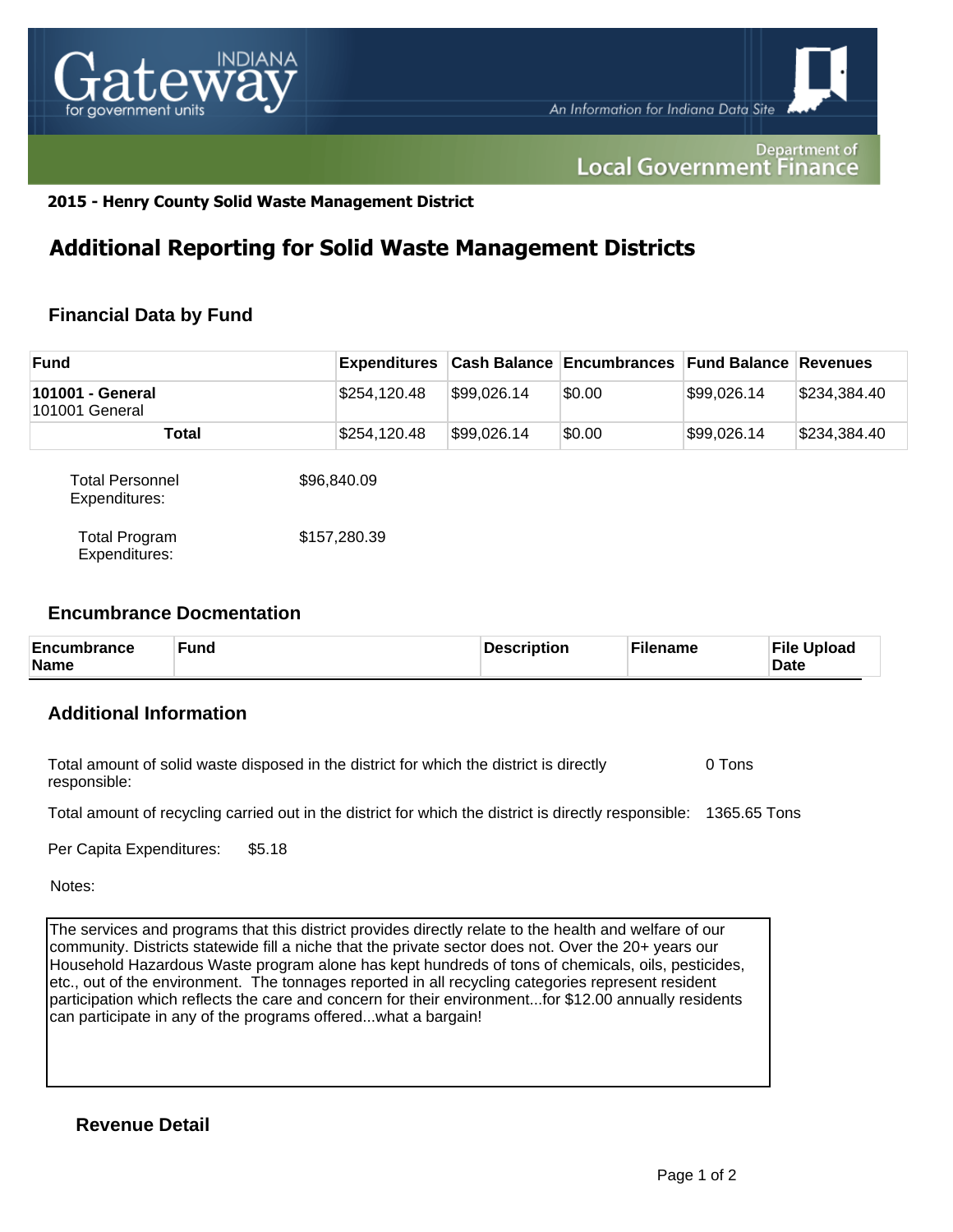**2015 - Henry County Solid Waste Management District**

# Additional Reporting for Solid Waste Management Districts

## Financial Data by Fund

| Fund | Expenditures | Cash Balance | Encumbrances | Fund Balance | Revenues |
|---|---|---|---|---|---|
| **101001 - General** 101001 General | $254,120.48 | $99,026.14 | $0.00 | $99,026.14 | $234,384.40 |
| **Total** | $254,120.48 | $99,026.14 | $0.00 | $99,026.14 | $234,384.40 |

Total Personnel Expenditures: $96,840.09

Total Program Expenditures: $157,280.39

## Encumbrance Docmentation

| Encumbrance Name | Fund | Description | Filename | File Upload Date |
|---|---|---|---|---|

## Additional Information

Total amount of solid waste disposed in the district for which the district is directly responsible: 0 Tons

Total amount of recycling carried out in the district for which the district is directly responsible: 1365.65 Tons

Per Capita Expenditures: $5.18

Notes:

The services and programs that this district provides directly relate to the health and welfare of our community. Districts statewide fill a niche that the private sector does not. Over the 20+ years our Household Hazardous Waste program alone has kept hundreds of tons of chemicals, oils, pesticides, etc., out of the environment. The tonnages reported in all recycling categories represent resident participation which reflects the care and concern for their environment...for $12.00 annually residents can participate in any of the programs offered...what a bargain!

## Revenue Detail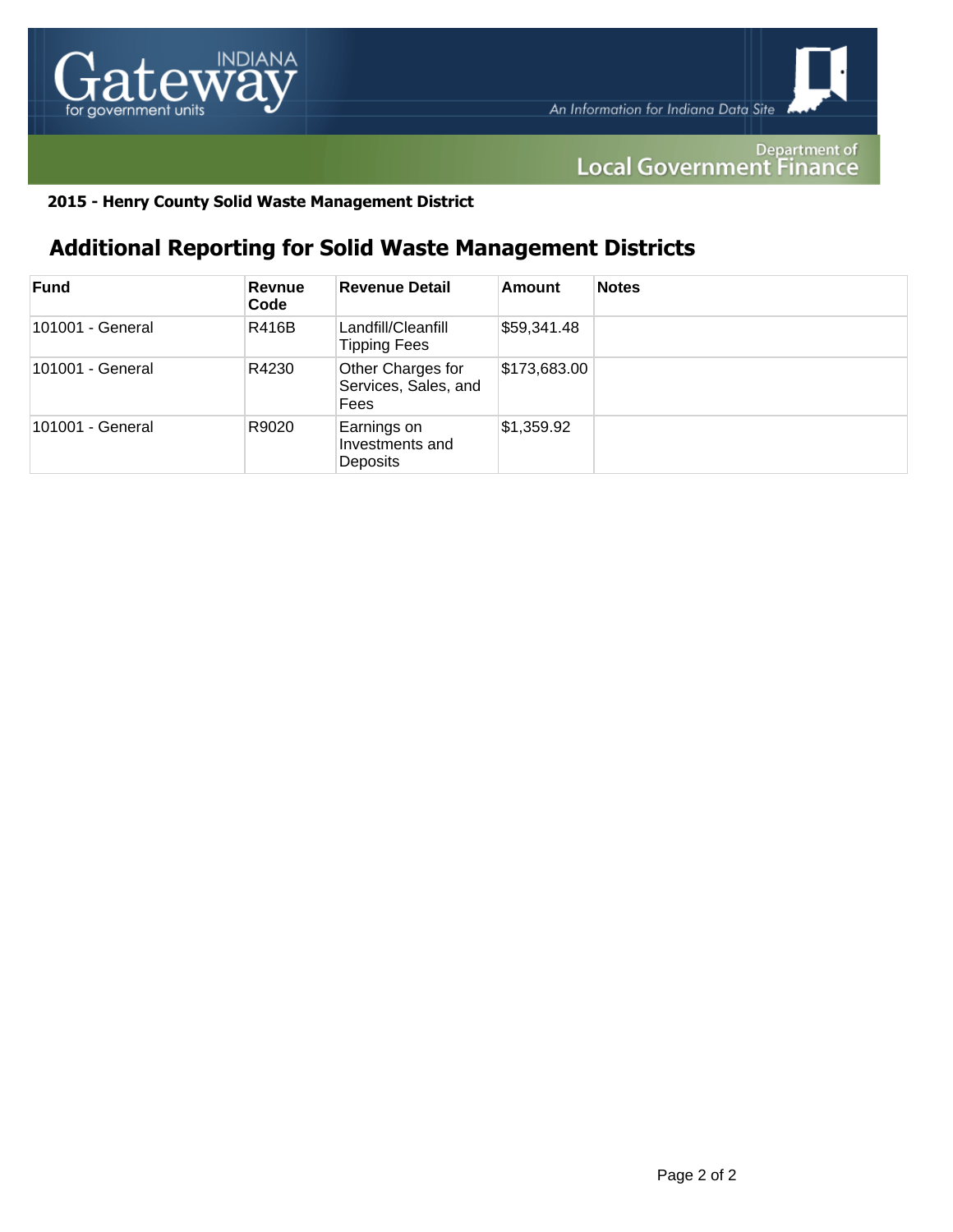2015 - Henry County Solid Waste Management District

## Additional Reporting for Solid Waste Management Districts

| Fund | Revnue Code | Revenue Detail | Amount | Notes |
|---|---|---|---|---|
| 101001 - General | R416B | Landfill/Cleanfill Tipping Fees | $59,341.48 | |
| 101001 - General | R4230 | Other Charges for Services, Sales, and Fees | $173,683.00 | |
| 101001 - General | R9020 | Earnings on Investments and Deposits | $1,359.92 | |